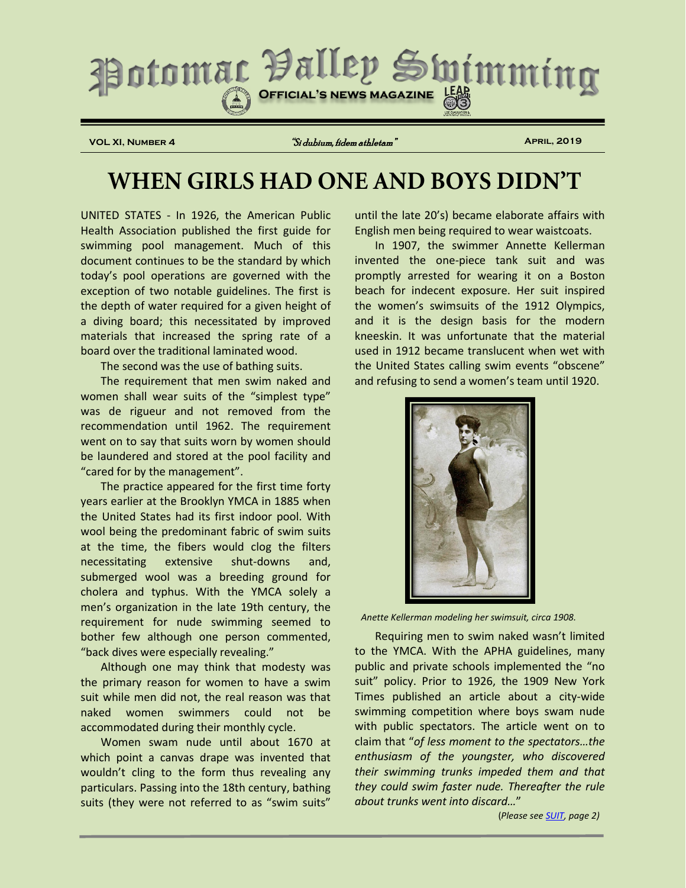// Potomac Valley Swimming

**Official's News Magazine**

**Vol XI, Number 4** — *"Si dubium, fidem athletam"* — **April, 2019**

# WHEN GIRLS HAD ONE AND BOYS DIDN'T

UNITED STATES - In 1926, the American Public Health Association published the first guide for swimming pool management. Much of this document continues to be the standard by which today's pool operations are governed with the exception of two notable guidelines. The first is the depth of water required for a given height of a diving board; this necessitated by improved materials that increased the spring rate of a board over the traditional laminated wood.

The second was the use of bathing suits.

The requirement that men swim naked and women shall wear suits of the "simplest type" was de rigueur and not removed from the recommendation until 1962. The requirement went on to say that suits worn by women should be laundered and stored at the pool facility and "cared for by the management".

The practice appeared for the first time forty years earlier at the Brooklyn YMCA in 1885 when the United States had its first indoor pool. With wool being the predominant fabric of swim suits at the time, the fibers would clog the filters necessitating extensive shut-downs and, submerged wool was a breeding ground for cholera and typhus. With the YMCA solely a men's organization in the late 19th century, the requirement for nude swimming seemed to bother few although one person commented, "back dives were especially revealing."

Although one may think that modesty was the primary reason for women to have a swim suit while men did not, the real reason was that naked women swimmers could not be accommodated during their monthly cycle.

Women swam nude until about 1670 at which point a canvas drape was invented that wouldn't cling to the form thus revealing any particulars. Passing into the 18th century, bathing suits (they were not referred to as "swim suits" until the late 20's) became elaborate affairs with English men being required to wear waistcoats.

In 1907, the swimmer Annette Kellerman invented the one-piece tank suit and was promptly arrested for wearing it on a Boston beach for indecent exposure. Her suit inspired the women's swimsuits of the 1912 Olympics, and it is the design basis for the modern kneeskin. It was unfortunate that the material used in 1912 became translucent when wet with the United States calling swim events "obscene" and refusing to send a women's team until 1920.

*Anette Kellerman modeling her swimsuit, circa 1908.*

Requiring men to swim naked wasn't limited to the YMCA. With the APHA guidelines, many public and private schools implemented the "no suit" policy. Prior to 1926, the 1909 New York Times published an article about a city-wide swimming competition where boys swam nude with public spectators. The article went on to claim that "*of less moment to the spectators…the enthusiasm of the youngster, who discovered their swimming trunks impeded them and that they could swim faster nude. Thereafter the rule about trunks went into discard…*"

(*Please see SUIT, page 2)*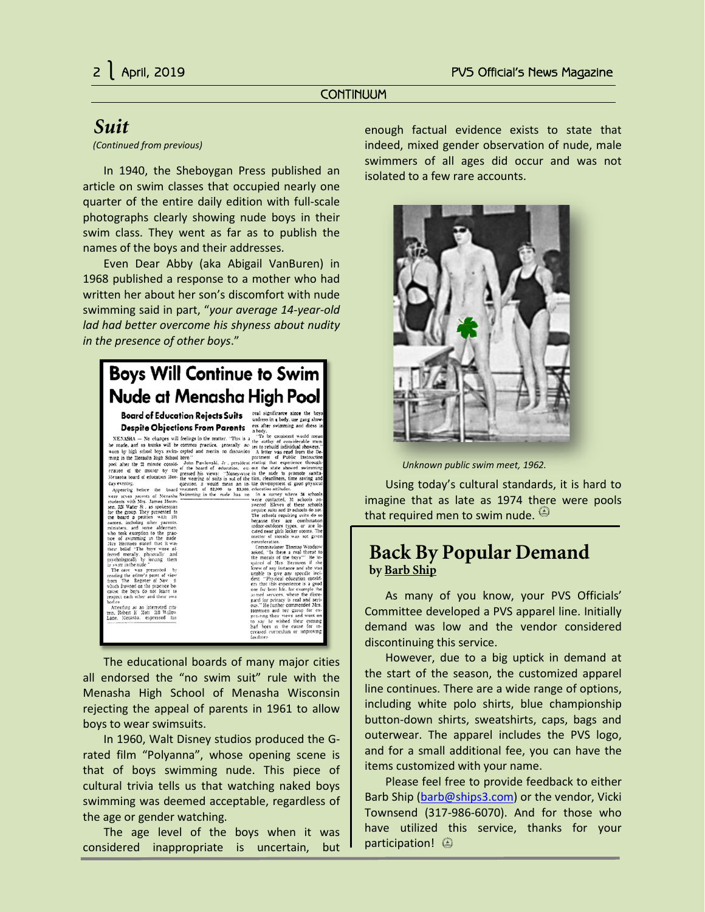CONTINUUM

## *Suit*

*(Continued from previous)*

In 1940, the Sheboygan Press published an article on swim classes that occupied nearly one quarter of the entire daily edition with full-scale photographs clearly showing nude boys in their swim class. They went as far as to publish the names of the boys and their addresses.

Even Dear Abby (aka Abigail VanBuren) in 1968 published a response to a mother who had written her about her son's discomfort with nude swimming said in part, "*your average 14-year-old lad had better overcome his shyness about nudity in the presence of other boys*."

The educational boards of many major cities all endorsed the "no swim suit" rule with the Menasha High School of Menasha Wisconsin rejecting the appeal of parents in 1961 to allow boys to wear swimsuits.

In 1960, Walt Disney studios produced the G-rated film "Polyanna", whose opening scene is that of boys swimming nude. This piece of cultural trivia tells us that watching naked boys swimming was deemed acceptable, regardless of the age or gender watching.

The age level of the boys when it was considered inappropriate is uncertain, but enough factual evidence exists to state that indeed, mixed gender observation of nude, male swimmers of all ages did occur and was not isolated to a few rare accounts.

*Unknown public swim meet, 1962.*

Using today's cultural standards, it is hard to imagine that as late as 1974 there were pools that required men to swim nude.

## Back By Popular Demand

**by Barb Ship**

As many of you know, your PVS Officials' Committee developed a PVS apparel line. Initially demand was low and the vendor considered discontinuing this service.

However, due to a big uptick in demand at the start of the season, the customized apparel line continues. There are a wide range of options, including white polo shirts, blue championship button-down shirts, sweatshirts, caps, bags and outerwear. The apparel includes the PVS logo, and for a small additional fee, you can have the items customized with your name.

Please feel free to provide feedback to either Barb Ship (barb@ships3.com) or the vendor, Vicki Townsend (317-986-6070). And for those who have utilized this service, thanks for your participation!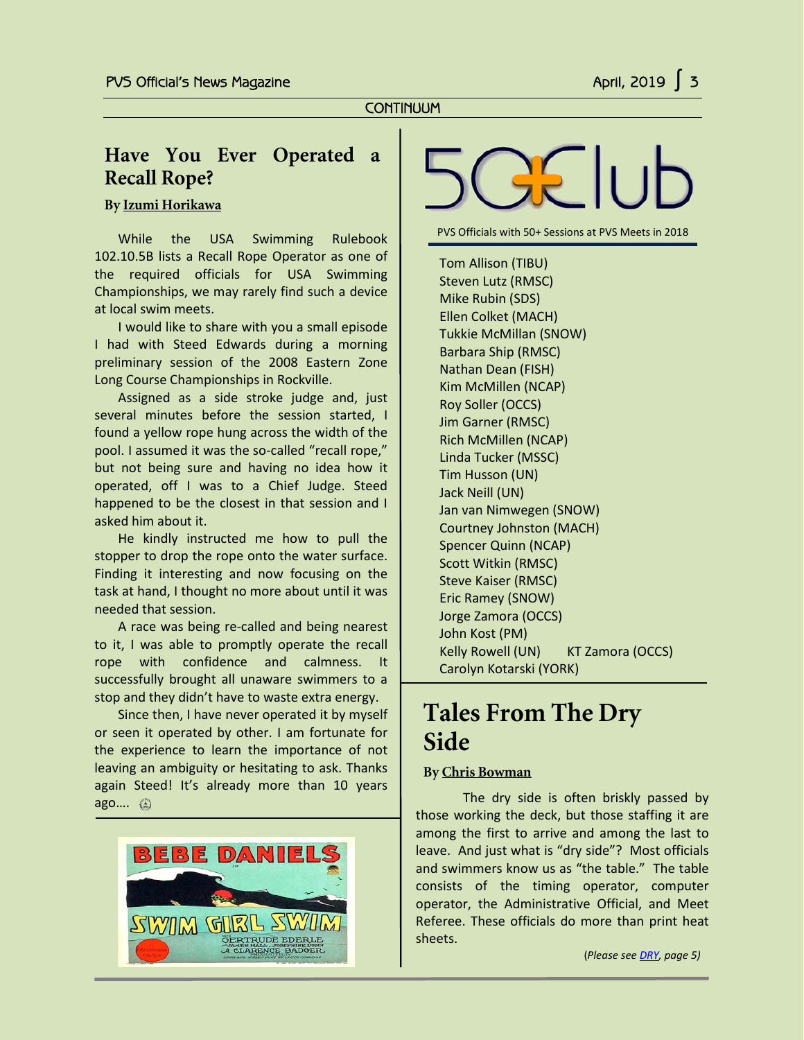CONTINUUM

## Have You Ever Operated a Recall Rope?

**By Izumi Horikawa**

While the USA Swimming Rulebook 102.10.5B lists a Recall Rope Operator as one of the required officials for USA Swimming Championships, we may rarely find such a device at local swim meets.

I would like to share with you a small episode I had with Steed Edwards during a morning preliminary session of the 2008 Eastern Zone Long Course Championships in Rockville.

Assigned as a side stroke judge and, just several minutes before the session started, I found a yellow rope hung across the width of the pool. I assumed it was the so-called "recall rope," but not being sure and having no idea how it operated, off I was to a Chief Judge. Steed happened to be the closest in that session and I asked him about it.

He kindly instructed me how to pull the stopper to drop the rope onto the water surface. Finding it interesting and now focusing on the task at hand, I thought no more about until it was needed that session.

A race was being re-called and being nearest to it, I was able to promptly operate the recall rope with confidence and calmness. It successfully brought all unaware swimmers to a stop and they didn't have to waste extra energy.

Since then, I have never operated it by myself or seen it operated by other. I am fortunate for the experience to learn the importance of not leaving an ambiguity or hesitating to ask. Thanks again Steed! It's already more than 10 years ago….

## 50+Club

PVS Officials with 50+ Sessions at PVS Meets in 2018

- Tom Allison (TIBU)
- Steven Lutz (RMSC)
- Mike Rubin (SDS)
- Ellen Colket (MACH)
- Tukkie McMillan (SNOW)
- Barbara Ship (RMSC)
- Nathan Dean (FISH)
- Kim McMillen (NCAP)
- Roy Soller (OCCS)
- Jim Garner (RMSC)
- Rich McMillen (NCAP)
- Linda Tucker (MSSC)
- Tim Husson (UN)
- Jack Neill (UN)
- Jan van Nimwegen (SNOW)
- Courtney Johnston (MACH)
- Spencer Quinn (NCAP)
- Scott Witkin (RMSC)
- Steve Kaiser (RMSC)
- Eric Ramey (SNOW)
- Jorge Zamora (OCCS)
- John Kost (PM)
- Kelly Rowell (UN)
- KT Zamora (OCCS)
- Carolyn Kotarski (YORK)

## Tales From The Dry Side

**By Chris Bowman**

The dry side is often briskly passed by those working the deck, but those staffing it are among the first to arrive and among the last to leave. And just what is "dry side"? Most officials and swimmers know us as "the table." The table consists of the timing operator, computer operator, the Administrative Official, and Meet Referee. These officials do more than print heat sheets.

(*Please see DRY, page 5)*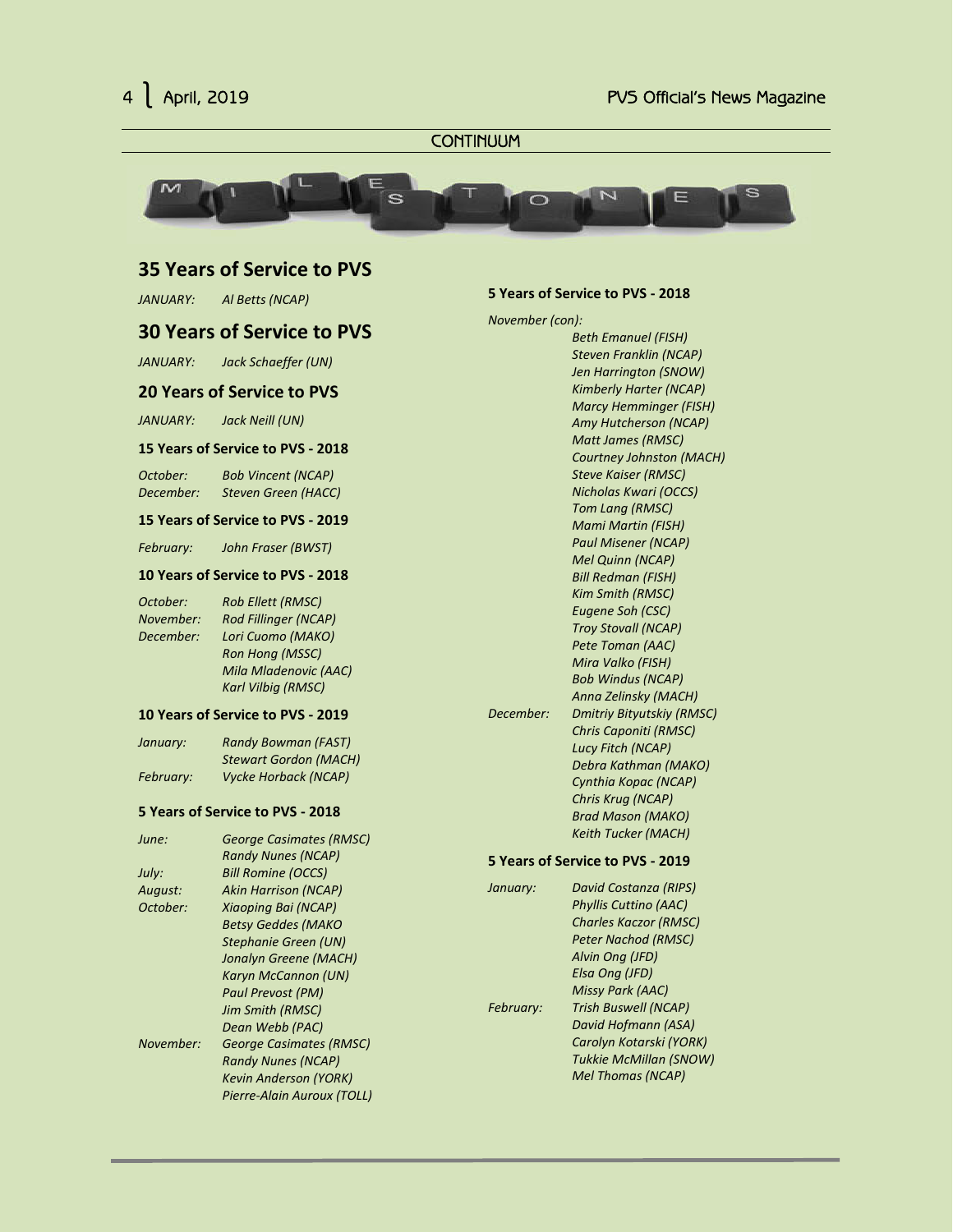CONTINUUM

MILESTONES

## 35 Years of Service to PVS

*JANUARY:* *Al Betts (NCAP)*

## 30 Years of Service to PVS

*JANUARY:* *Jack Schaeffer (UN)*

### 20 Years of Service to PVS

*JANUARY:* *Jack Neill (UN)*

#### 15 Years of Service to PVS - 2018

| | |
|---|---|
| *October:* | *Bob Vincent (NCAP)* |
| *December:* | *Steven Green (HACC)* |

#### 15 Years of Service to PVS - 2019

| | |
|---|---|
| *February:* | *John Fraser (BWST)* |

#### 10 Years of Service to PVS - 2018

| | |
|---|---|
| *October:* | *Rob Ellett (RMSC)* |
| *November:* | *Rod Fillinger (NCAP)* |
| *December:* | *Lori Cuomo (MAKO)* |
| | *Ron Hong (MSSC)* |
| | *Mila Mladenovic (AAC)* |
| | *Karl Vilbig (RMSC)* |

#### 10 Years of Service to PVS - 2019

| | |
|---|---|
| *January:* | *Randy Bowman (FAST)* |
| | *Stewart Gordon (MACH)* |
| *February:* | *Vycke Horback (NCAP)* |

#### 5 Years of Service to PVS - 2018

| | |
|---|---|
| *June:* | *George Casimates (RMSC)* |
| | *Randy Nunes (NCAP)* |
| *July:* | *Bill Romine (OCCS)* |
| *August:* | *Akin Harrison (NCAP)* |
| *October:* | *Xiaoping Bai (NCAP)* |
| | *Betsy Geddes (MAKO* |
| | *Stephanie Green (UN)* |
| | *Jonalyn Greene (MACH)* |
| | *Karyn McCannon (UN)* |
| | *Paul Prevost (PM)* |
| | *Jim Smith (RMSC)* |
| | *Dean Webb (PAC)* |
| *November:* | *George Casimates (RMSC)* |
| | *Randy Nunes (NCAP)* |
| | *Kevin Anderson (YORK)* |
| | *Pierre-Alain Auroux (TOLL)* |

#### 5 Years of Service to PVS - 2018

| | |
|---|---|
| *November (con):* | |
| | *Beth Emanuel (FISH)* |
| | *Steven Franklin (NCAP)* |
| | *Jen Harrington (SNOW)* |
| | *Kimberly Harter (NCAP)* |
| | *Marcy Hemminger (FISH)* |
| | *Amy Hutcherson (NCAP)* |
| | *Matt James (RMSC)* |
| | *Courtney Johnston (MACH)* |
| | *Steve Kaiser (RMSC)* |
| | *Nicholas Kwari (OCCS)* |
| | *Tom Lang (RMSC)* |
| | *Mami Martin (FISH)* |
| | *Paul Misener (NCAP)* |
| | *Mel Quinn (NCAP)* |
| | *Bill Redman (FISH)* |
| | *Kim Smith (RMSC)* |
| | *Eugene Soh (CSC)* |
| | *Troy Stovall (NCAP)* |
| | *Pete Toman (AAC)* |
| | *Mira Valko (FISH)* |
| | *Bob Windus (NCAP)* |
| | *Anna Zelinsky (MACH)* |
| *December:* | *Dmitriy Bityutskiy (RMSC)* |
| | *Chris Caponiti (RMSC)* |
| | *Lucy Fitch (NCAP)* |
| | *Debra Kathman (MAKO)* |
| | *Cynthia Kopac (NCAP)* |
| | *Chris Krug (NCAP)* |
| | *Brad Mason (MAKO)* |
| | *Keith Tucker (MACH)* |

#### 5 Years of Service to PVS - 2019

| | |
|---|---|
| *January:* | *David Costanza (RIPS)* |
| | *Phyllis Cuttino (AAC)* |
| | *Charles Kaczor (RMSC)* |
| | *Peter Nachod (RMSC)* |
| | *Alvin Ong (JFD)* |
| | *Elsa Ong (JFD)* |
| | *Missy Park (AAC)* |
| *February:* | *Trish Buswell (NCAP)* |
| | *David Hofmann (ASA)* |
| | *Carolyn Kotarski (YORK)* |
| | *Tukkie McMillan (SNOW)* |
| | *Mel Thomas (NCAP)* |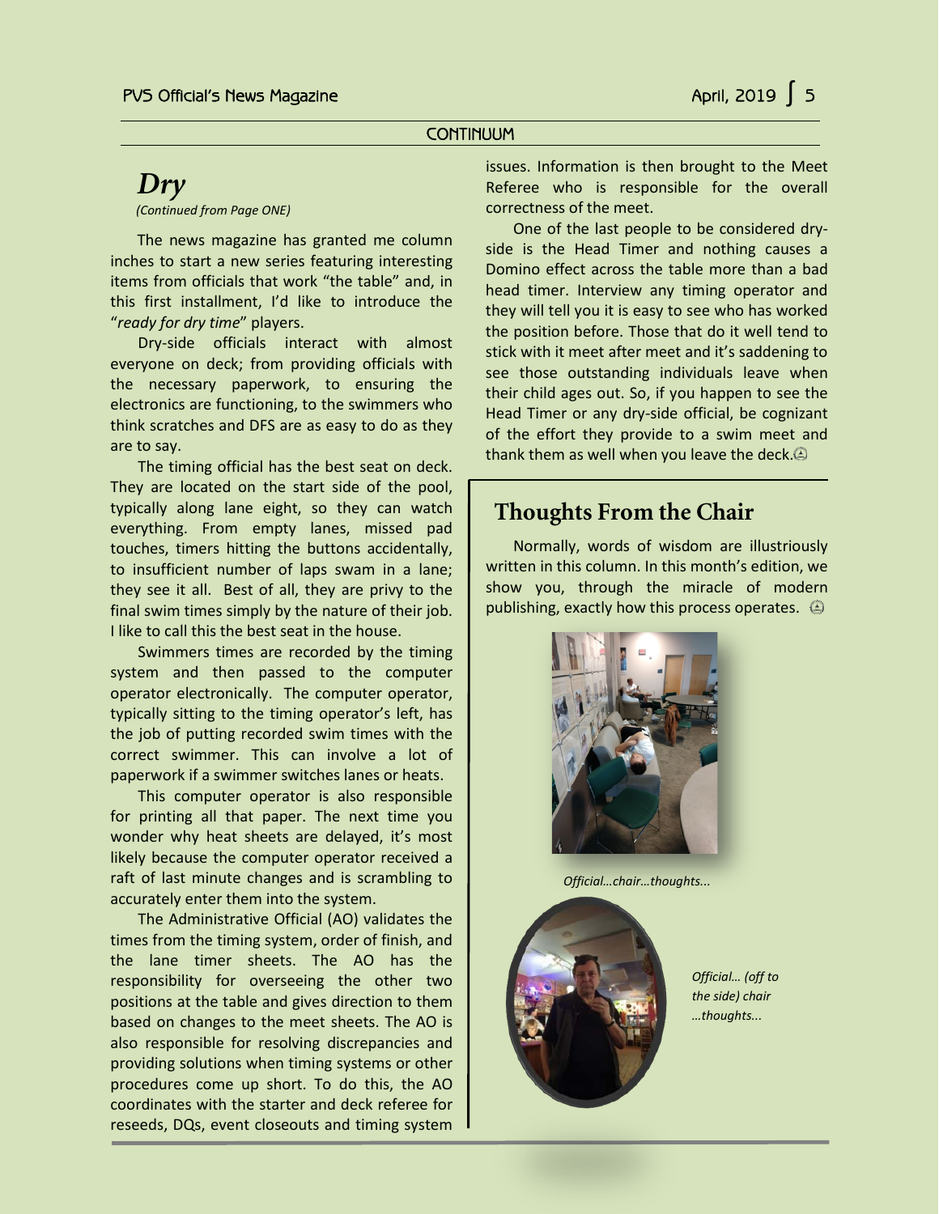CONTINUUM

## *Dry*

*(Continued from Page ONE)*

The news magazine has granted me column inches to start a new series featuring interesting items from officials that work "the table" and, in this first installment, I'd like to introduce the "*ready for dry time*" players.

Dry-side officials interact with almost everyone on deck; from providing officials with the necessary paperwork, to ensuring the electronics are functioning, to the swimmers who think scratches and DFS are as easy to do as they are to say.

The timing official has the best seat on deck. They are located on the start side of the pool, typically along lane eight, so they can watch everything. From empty lanes, missed pad touches, timers hitting the buttons accidentally, to insufficient number of laps swam in a lane; they see it all. Best of all, they are privy to the final swim times simply by the nature of their job. I like to call this the best seat in the house.

Swimmers times are recorded by the timing system and then passed to the computer operator electronically. The computer operator, typically sitting to the timing operator's left, has the job of putting recorded swim times with the correct swimmer. This can involve a lot of paperwork if a swimmer switches lanes or heats.

This computer operator is also responsible for printing all that paper. The next time you wonder why heat sheets are delayed, it's most likely because the computer operator received a raft of last minute changes and is scrambling to accurately enter them into the system.

The Administrative Official (AO) validates the times from the timing system, order of finish, and the lane timer sheets. The AO has the responsibility for overseeing the other two positions at the table and gives direction to them based on changes to the meet sheets. The AO is also responsible for resolving discrepancies and providing solutions when timing systems or other procedures come up short. To do this, the AO coordinates with the starter and deck referee for reseeds, DQs, event closeouts and timing system issues. Information is then brought to the Meet Referee who is responsible for the overall correctness of the meet.

One of the last people to be considered dry-side is the Head Timer and nothing causes a Domino effect across the table more than a bad head timer. Interview any timing operator and they will tell you it is easy to see who has worked the position before. Those that do it well tend to stick with it meet after meet and it's saddening to see those outstanding individuals leave when their child ages out. So, if you happen to see the Head Timer or any dry-side official, be cognizant of the effort they provide to a swim meet and thank them as well when you leave the deck.

## Thoughts From the Chair

Normally, words of wisdom are illustriously written in this column. In this month's edition, we show you, through the miracle of modern publishing, exactly how this process operates.

*Official…chair…thoughts...*

*Official… (off to the side) chair …thoughts...*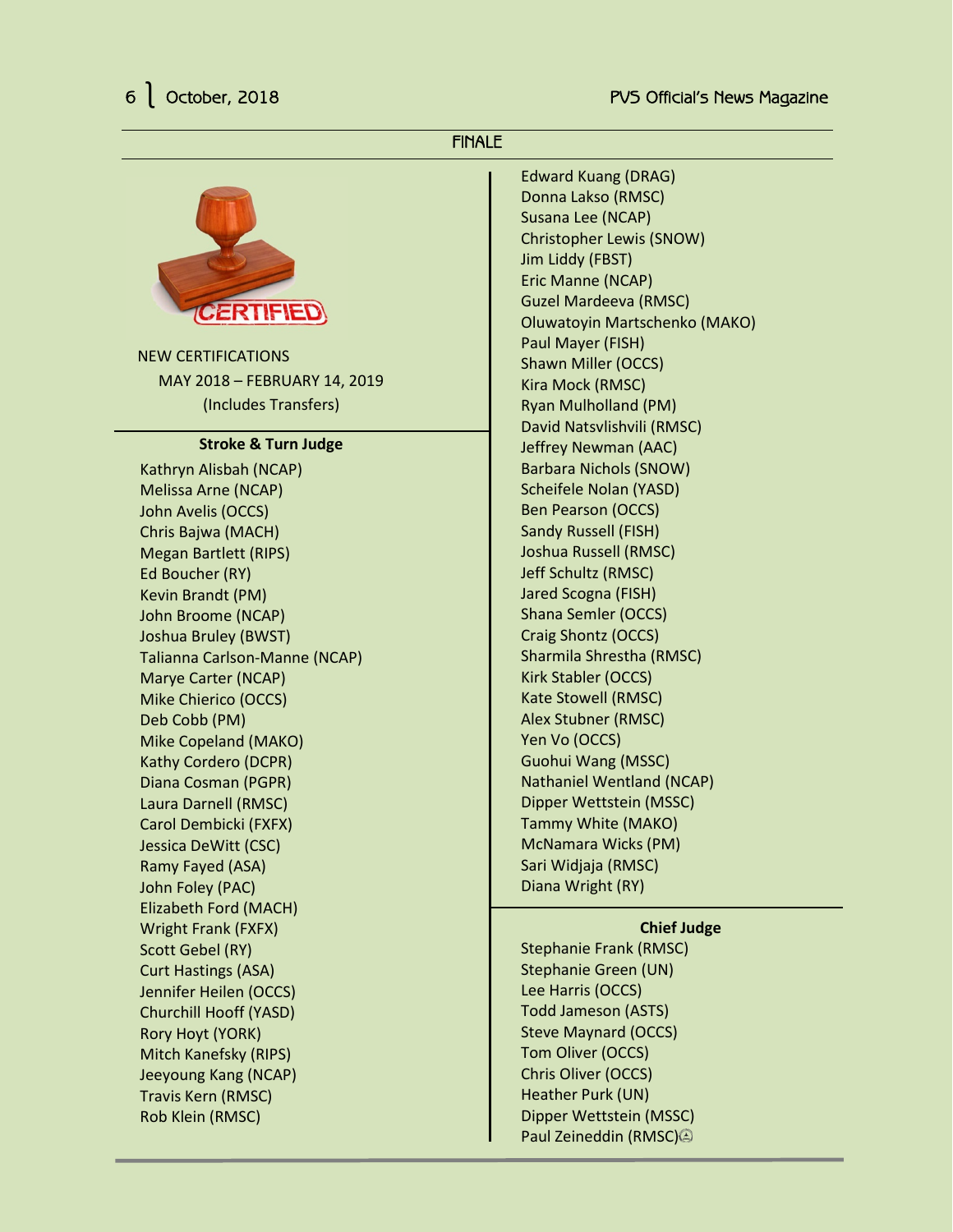## FINALE

NEW CERTIFICATIONS
MAY 2018 – FEBRUARY 14, 2019
(Includes Transfers)

### Stroke & Turn Judge

Kathryn Alisbah (NCAP)
Melissa Arne (NCAP)
John Avelis (OCCS)
Chris Bajwa (MACH)
Megan Bartlett (RIPS)
Ed Boucher (RY)
Kevin Brandt (PM)
John Broome (NCAP)
Joshua Bruley (BWST)
Talianna Carlson-Manne (NCAP)
Marye Carter (NCAP)
Mike Chierico (OCCS)
Deb Cobb (PM)
Mike Copeland (MAKO)
Kathy Cordero (DCPR)
Diana Cosman (PGPR)
Laura Darnell (RMSC)
Carol Dembicki (FXFX)
Jessica DeWitt (CSC)
Ramy Fayed (ASA)
John Foley (PAC)
Elizabeth Ford (MACH)
Wright Frank (FXFX)
Scott Gebel (RY)
Curt Hastings (ASA)
Jennifer Heilen (OCCS)
Churchill Hooff (YASD)
Rory Hoyt (YORK)
Mitch Kanefsky (RIPS)
Jeeyoung Kang (NCAP)
Travis Kern (RMSC)
Rob Klein (RMSC)
Edward Kuang (DRAG)
Donna Lakso (RMSC)
Susana Lee (NCAP)
Christopher Lewis (SNOW)
Jim Liddy (FBST)
Eric Manne (NCAP)
Guzel Mardeeva (RMSC)
Oluwatoyin Martschenko (MAKO)
Paul Mayer (FISH)
Shawn Miller (OCCS)
Kira Mock (RMSC)
Ryan Mulholland (PM)
David Natsvlishvili (RMSC)
Jeffrey Newman (AAC)
Barbara Nichols (SNOW)
Scheifele Nolan (YASD)
Ben Pearson (OCCS)
Sandy Russell (FISH)
Joshua Russell (RMSC)
Jeff Schultz (RMSC)
Jared Scogna (FISH)
Shana Semler (OCCS)
Craig Shontz (OCCS)
Sharmila Shrestha (RMSC)
Kirk Stabler (OCCS)
Kate Stowell (RMSC)
Alex Stubner (RMSC)
Yen Vo (OCCS)
Guohui Wang (MSSC)
Nathaniel Wentland (NCAP)
Dipper Wettstein (MSSC)
Tammy White (MAKO)
McNamara Wicks (PM)
Sari Widjaja (RMSC)
Diana Wright (RY)

### Chief Judge

Stephanie Frank (RMSC)
Stephanie Green (UN)
Lee Harris (OCCS)
Todd Jameson (ASTS)
Steve Maynard (OCCS)
Tom Oliver (OCCS)
Chris Oliver (OCCS)
Heather Purk (UN)
Dipper Wettstein (MSSC)
Paul Zeineddin (RMSC)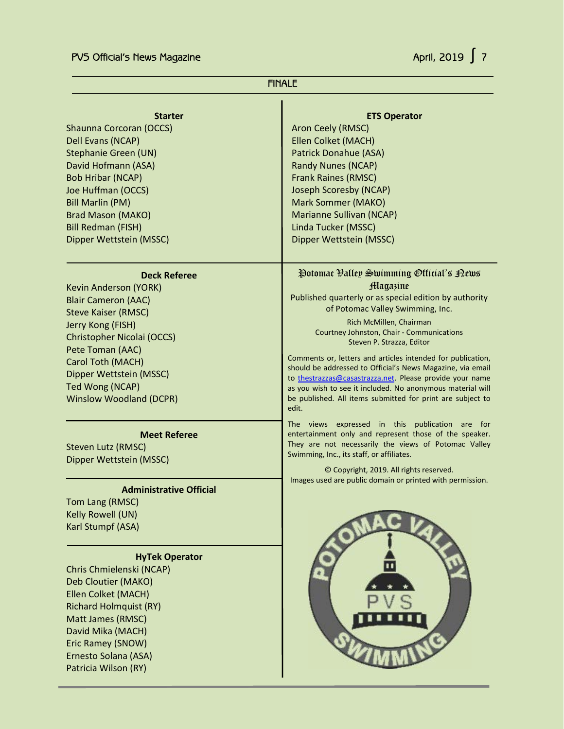## FINALE

### Starter

Shaunna Corcoran (OCCS)
Dell Evans (NCAP)
Stephanie Green (UN)
David Hofmann (ASA)
Bob Hribar (NCAP)
Joe Huffman (OCCS)
Bill Marlin (PM)
Brad Mason (MAKO)
Bill Redman (FISH)
Dipper Wettstein (MSSC)

### Deck Referee

Kevin Anderson (YORK)
Blair Cameron (AAC)
Steve Kaiser (RMSC)
Jerry Kong (FISH)
Christopher Nicolai (OCCS)
Pete Toman (AAC)
Carol Toth (MACH)
Dipper Wettstein (MSSC)
Ted Wong (NCAP)
Winslow Woodland (DCPR)

### Meet Referee

Steven Lutz (RMSC)
Dipper Wettstein (MSSC)

### Administrative Official

Tom Lang (RMSC)
Kelly Rowell (UN)
Karl Stumpf (ASA)

### HyTek Operator

Chris Chmielenski (NCAP)
Deb Cloutier (MAKO)
Ellen Colket (MACH)
Richard Holmquist (RY)
Matt James (RMSC)
David Mika (MACH)
Eric Ramey (SNOW)
Ernesto Solana (ASA)
Patricia Wilson (RY)

### ETS Operator

Aron Ceely (RMSC)
Ellen Colket (MACH)
Patrick Donahue (ASA)
Randy Nunes (NCAP)
Frank Raines (RMSC)
Joseph Scoresby (NCAP)
Mark Sommer (MAKO)
Marianne Sullivan (NCAP)
Linda Tucker (MSSC)
Dipper Wettstein (MSSC)

### Potomac Valley Swimming Official's News Magazine

Published quarterly or as special edition by authority of Potomac Valley Swimming, Inc.

Rich McMillen, Chairman
Courtney Johnston, Chair - Communications
Steven P. Strazza, Editor

Comments or, letters and articles intended for publication, should be addressed to Official's News Magazine, via email to thestrazzas@casastrazza.net. Please provide your name as you wish to see it included. No anonymous material will be published. All items submitted for print are subject to edit.

The views expressed in this publication are for entertainment only and represent those of the speaker. They are not necessarily the views of Potomac Valley Swimming, Inc., its staff, or affiliates.

© Copyright, 2019. All rights reserved.
Images used are public domain or printed with permission.

POTOMAC VALLEY PVS SWIMMING